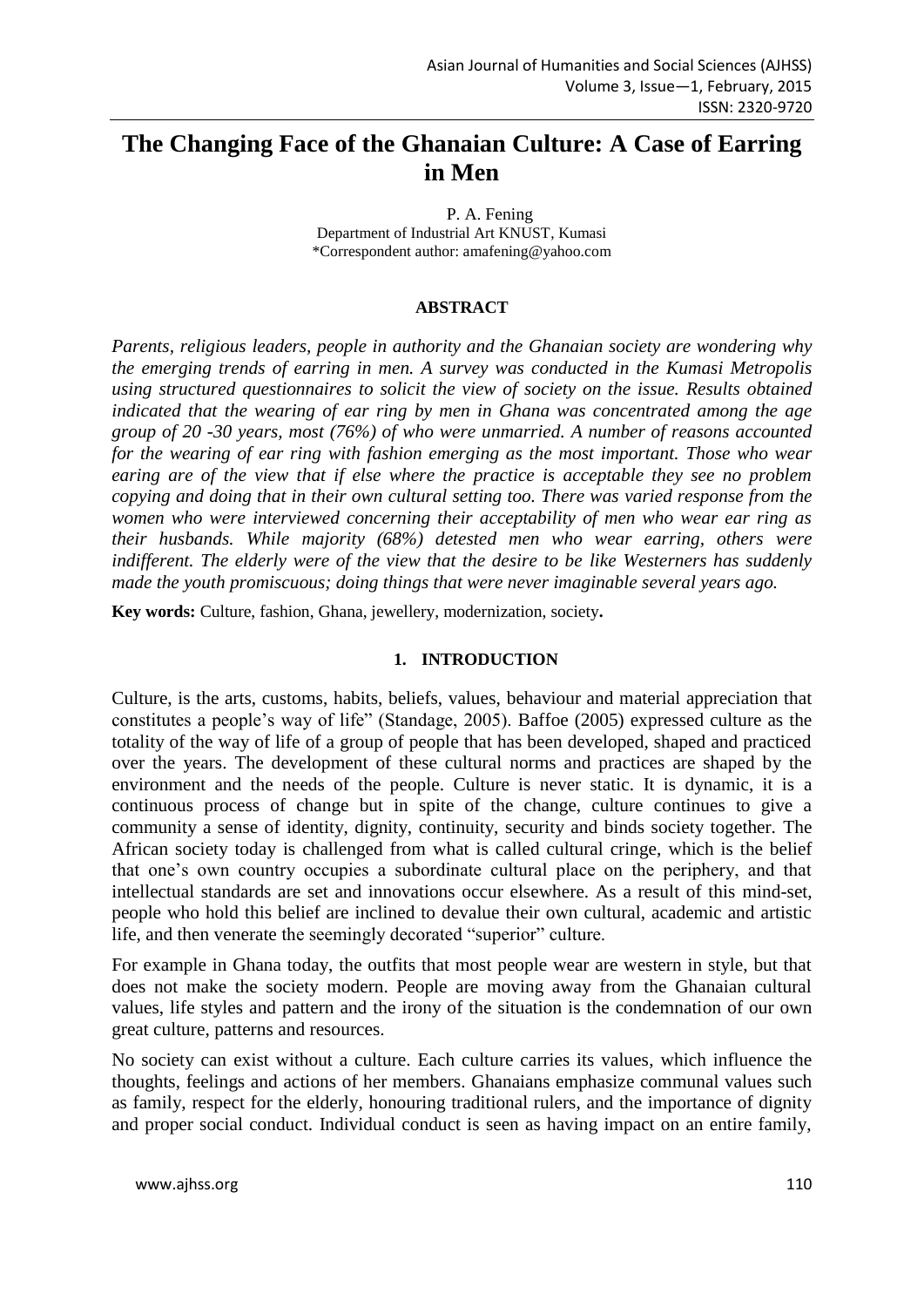# The Changing Face of the Ghanaian Culture: A Case of Earring in Men

P. A. Fening

Department of Industrial Art KNUST, Kumasi

*Correspondent author: amafening@yahoo.com

## ABSTRACT

*Parents, religious leaders, people in authority and the Ghanaian society are wondering why the emerging trends of earring in men. A survey was conducted in the Kumasi Metropolis using structured questionnaires to solicit the view of society on the issue. Results obtained indicated that the wearing of ear ring by men in Ghana was concentrated among the age group of 20 -30 years, most (76%) of who were unmarried. A number of reasons accounted for the wearing of ear ring with fashion emerging as the most important. Those who wear earing are of the view that if else where the practice is acceptable they see no problem copying and doing that in their own cultural setting too. There was varied response from the women who were interviewed concerning their acceptability of men who wear ear ring as their husbands. While majority (68%) detested men who wear earring, others were indifferent. The elderly were of the view that the desire to be like Westerners has suddenly made the youth promiscuous; doing things that were never imaginable several years ago.*

**Key words:** Culture, fashion, Ghana, jewellery, modernization, society**.**

## 1. INTRODUCTION

Culture, is the arts, customs, habits, beliefs, values, behaviour and material appreciation that constitutes a people's way of life" (Standage, 2005). Baffoe (2005) expressed culture as the totality of the way of life of a group of people that has been developed, shaped and practiced over the years. The development of these cultural norms and practices are shaped by the environment and the needs of the people. Culture is never static. It is dynamic, it is a continuous process of change but in spite of the change, culture continues to give a community a sense of identity, dignity, continuity, security and binds society together. The African society today is challenged from what is called cultural cringe, which is the belief that one's own country occupies a subordinate cultural place on the periphery, and that intellectual standards are set and innovations occur elsewhere. As a result of this mind-set, people who hold this belief are inclined to devalue their own cultural, academic and artistic life, and then venerate the seemingly decorated "superior" culture.

For example in Ghana today, the outfits that most people wear are western in style, but that does not make the society modern. People are moving away from the Ghanaian cultural values, life styles and pattern and the irony of the situation is the condemnation of our own great culture, patterns and resources.

No society can exist without a culture. Each culture carries its values, which influence the thoughts, feelings and actions of her members. Ghanaians emphasize communal values such as family, respect for the elderly, honouring traditional rulers, and the importance of dignity and proper social conduct. Individual conduct is seen as having impact on an entire family,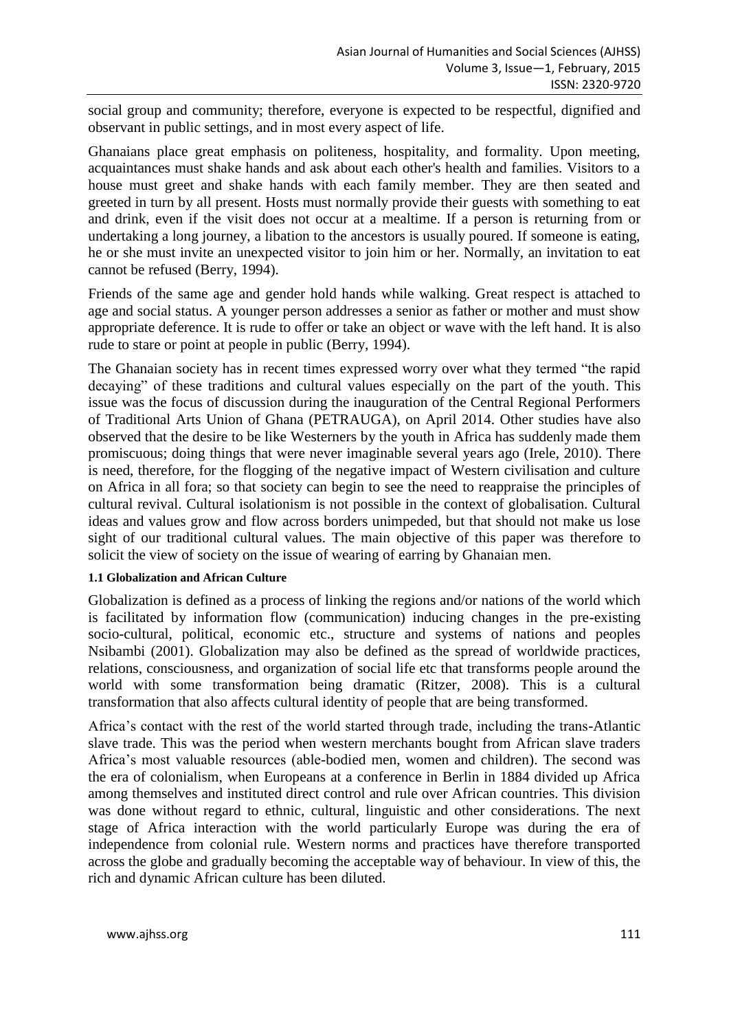social group and community; therefore, everyone is expected to be respectful, dignified and observant in public settings, and in most every aspect of life.

Ghanaians place great emphasis on politeness, hospitality, and formality. Upon meeting, acquaintances must shake hands and ask about each other's health and families. Visitors to a house must greet and shake hands with each family member. They are then seated and greeted in turn by all present. Hosts must normally provide their guests with something to eat and drink, even if the visit does not occur at a mealtime. If a person is returning from or undertaking a long journey, a libation to the ancestors is usually poured. If someone is eating, he or she must invite an unexpected visitor to join him or her. Normally, an invitation to eat cannot be refused (Berry, 1994).

Friends of the same age and gender hold hands while walking. Great respect is attached to age and social status. A younger person addresses a senior as father or mother and must show appropriate deference. It is rude to offer or take an object or wave with the left hand. It is also rude to stare or point at people in public (Berry, 1994).

The Ghanaian society has in recent times expressed worry over what they termed "the rapid decaying" of these traditions and cultural values especially on the part of the youth. This issue was the focus of discussion during the inauguration of the Central Regional Performers of Traditional Arts Union of Ghana (PETRAUGA), on April 2014. Other studies have also observed that the desire to be like Westerners by the youth in Africa has suddenly made them promiscuous; doing things that were never imaginable several years ago (Irele, 2010). There is need, therefore, for the flogging of the negative impact of Western civilisation and culture on Africa in all fora; so that society can begin to see the need to reappraise the principles of cultural revival. Cultural isolationism is not possible in the context of globalisation. Cultural ideas and values grow and flow across borders unimpeded, but that should not make us lose sight of our traditional cultural values. The main objective of this paper was therefore to solicit the view of society on the issue of wearing of earring by Ghanaian men.

#### 1.1 Globalization and African Culture

Globalization is defined as a process of linking the regions and/or nations of the world which is facilitated by information flow (communication) inducing changes in the pre-existing socio-cultural, political, economic etc., structure and systems of nations and peoples Nsibambi (2001). Globalization may also be defined as the spread of worldwide practices, relations, consciousness, and organization of social life etc that transforms people around the world with some transformation being dramatic (Ritzer, 2008). This is a cultural transformation that also affects cultural identity of people that are being transformed.

Africa's contact with the rest of the world started through trade, including the trans-Atlantic slave trade. This was the period when western merchants bought from African slave traders Africa's most valuable resources (able-bodied men, women and children). The second was the era of colonialism, when Europeans at a conference in Berlin in 1884 divided up Africa among themselves and instituted direct control and rule over African countries. This division was done without regard to ethnic, cultural, linguistic and other considerations. The next stage of Africa interaction with the world particularly Europe was during the era of independence from colonial rule. Western norms and practices have therefore transported across the globe and gradually becoming the acceptable way of behaviour. In view of this, the rich and dynamic African culture has been diluted.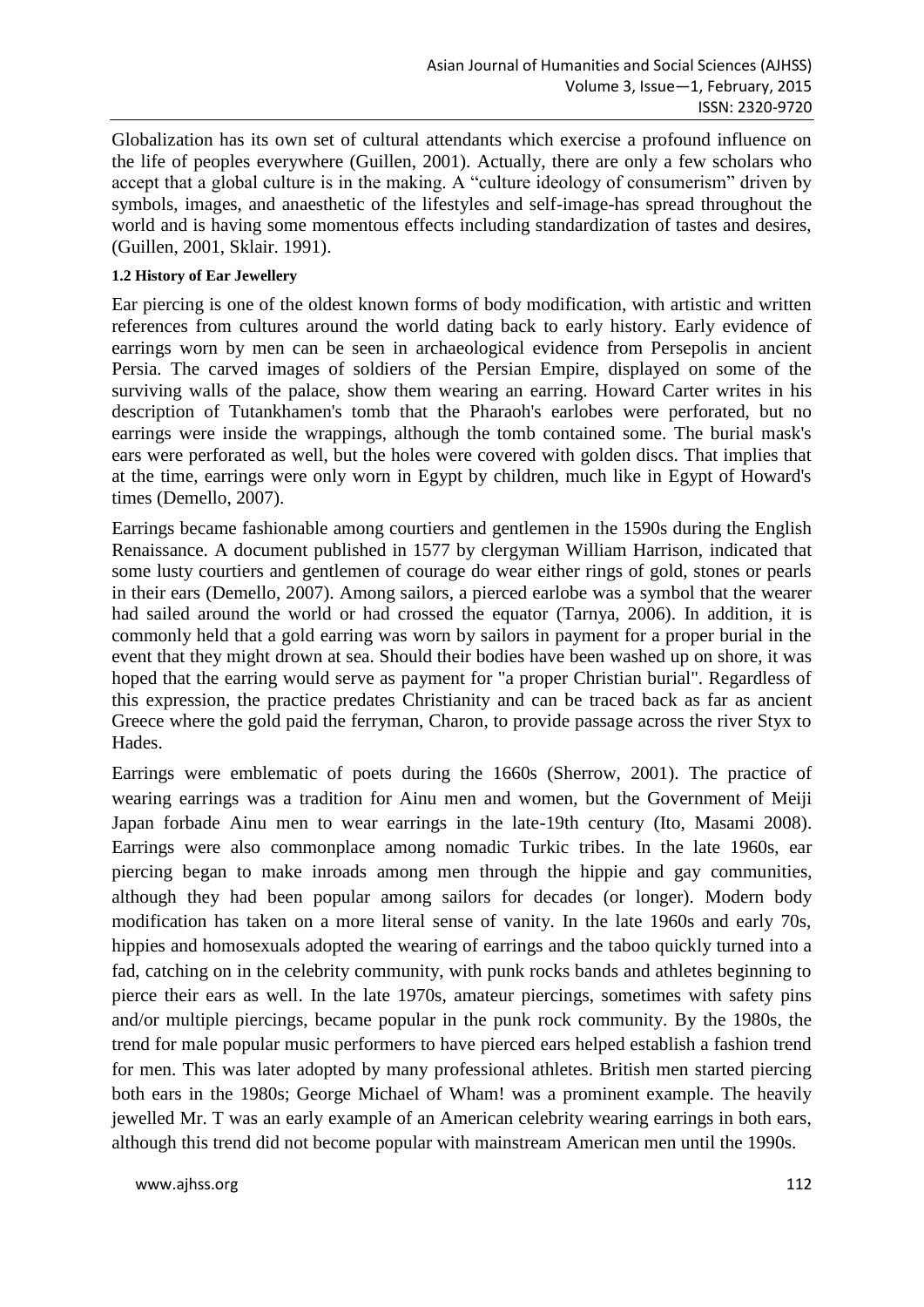Globalization has its own set of cultural attendants which exercise a profound influence on the life of peoples everywhere (Guillen, 2001). Actually, there are only a few scholars who accept that a global culture is in the making. A "culture ideology of consumerism" driven by symbols, images, and anaesthetic of the lifestyles and self-image-has spread throughout the world and is having some momentous effects including standardization of tastes and desires, (Guillen, 2001, Sklair. 1991).

#### 1.2 History of Ear Jewellery

Ear piercing is one of the oldest known forms of body modification, with artistic and written references from cultures around the world dating back to early history. Early evidence of earrings worn by men can be seen in archaeological evidence from Persepolis in ancient Persia. The carved images of soldiers of the Persian Empire, displayed on some of the surviving walls of the palace, show them wearing an earring. Howard Carter writes in his description of Tutankhamen's tomb that the Pharaoh's earlobes were perforated, but no earrings were inside the wrappings, although the tomb contained some. The burial mask's ears were perforated as well, but the holes were covered with golden discs. That implies that at the time, earrings were only worn in Egypt by children, much like in Egypt of Howard's times (Demello, 2007).

Earrings became fashionable among courtiers and gentlemen in the 1590s during the English Renaissance. A document published in 1577 by clergyman William Harrison, indicated that some lusty courtiers and gentlemen of courage do wear either rings of gold, stones or pearls in their ears (Demello, 2007). Among sailors, a pierced earlobe was a symbol that the wearer had sailed around the world or had crossed the equator (Tarnya, 2006). In addition, it is commonly held that a gold earring was worn by sailors in payment for a proper burial in the event that they might drown at sea. Should their bodies have been washed up on shore, it was hoped that the earring would serve as payment for "a proper Christian burial". Regardless of this expression, the practice predates Christianity and can be traced back as far as ancient Greece where the gold paid the ferryman, Charon, to provide passage across the river Styx to Hades.

Earrings were emblematic of poets during the 1660s (Sherrow, 2001). The practice of wearing earrings was a tradition for Ainu men and women, but the Government of Meiji Japan forbade Ainu men to wear earrings in the late-19th century (Ito, Masami 2008). Earrings were also commonplace among nomadic Turkic tribes. In the late 1960s, ear piercing began to make inroads among men through the hippie and gay communities, although they had been popular among sailors for decades (or longer). Modern body modification has taken on a more literal sense of vanity. In the late 1960s and early 70s, hippies and homosexuals adopted the wearing of earrings and the taboo quickly turned into a fad, catching on in the celebrity community, with punk rocks bands and athletes beginning to pierce their ears as well. In the late 1970s, amateur piercings, sometimes with safety pins and/or multiple piercings, became popular in the punk rock community. By the 1980s, the trend for male popular music performers to have pierced ears helped establish a fashion trend for men. This was later adopted by many professional athletes. British men started piercing both ears in the 1980s; George Michael of Wham! was a prominent example. The heavily jewelled Mr. T was an early example of an American celebrity wearing earrings in both ears, although this trend did not become popular with mainstream American men until the 1990s.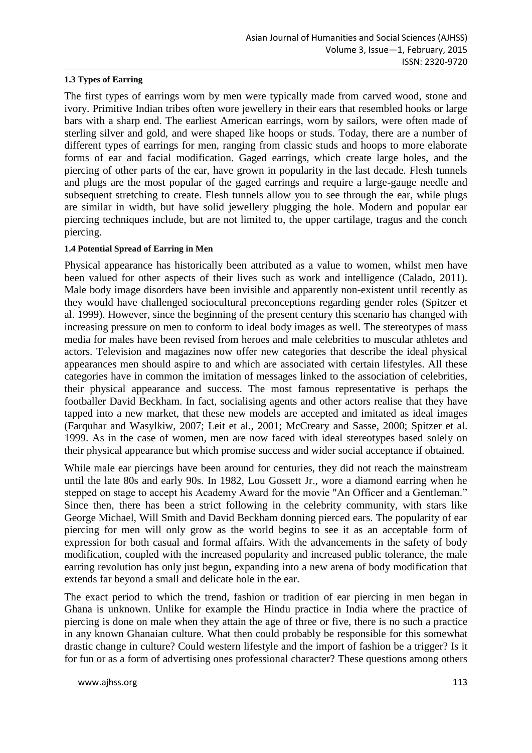### 1.3 Types of Earring

The first types of earrings worn by men were typically made from carved wood, stone and ivory. Primitive Indian tribes often wore jewellery in their ears that resembled hooks or large bars with a sharp end. The earliest American earrings, worn by sailors, were often made of sterling silver and gold, and were shaped like hoops or studs. Today, there are a number of different types of earrings for men, ranging from classic studs and hoops to more elaborate forms of ear and facial modification. Gaged earrings, which create large holes, and the piercing of other parts of the ear, have grown in popularity in the last decade. Flesh tunnels and plugs are the most popular of the gaged earrings and require a large-gauge needle and subsequent stretching to create. Flesh tunnels allow you to see through the ear, while plugs are similar in width, but have solid jewellery plugging the hole. Modern and popular ear piercing techniques include, but are not limited to, the upper cartilage, tragus and the conch piercing.

### 1.4 Potential Spread of Earring in Men

Physical appearance has historically been attributed as a value to women, whilst men have been valued for other aspects of their lives such as work and intelligence (Calado, 2011). Male body image disorders have been invisible and apparently non-existent until recently as they would have challenged sociocultural preconceptions regarding gender roles (Spitzer et al. 1999). However, since the beginning of the present century this scenario has changed with increasing pressure on men to conform to ideal body images as well. The stereotypes of mass media for males have been revised from heroes and male celebrities to muscular athletes and actors. Television and magazines now offer new categories that describe the ideal physical appearances men should aspire to and which are associated with certain lifestyles. All these categories have in common the imitation of messages linked to the association of celebrities, their physical appearance and success. The most famous representative is perhaps the footballer David Beckham. In fact, socialising agents and other actors realise that they have tapped into a new market, that these new models are accepted and imitated as ideal images (Farquhar and Wasylkiw, 2007; Leit et al., 2001; McCreary and Sasse, 2000; Spitzer et al. 1999. As in the case of women, men are now faced with ideal stereotypes based solely on their physical appearance but which promise success and wider social acceptance if obtained.

While male ear piercings have been around for centuries, they did not reach the mainstream until the late 80s and early 90s. In 1982, Lou Gossett Jr., wore a diamond earring when he stepped on stage to accept his Academy Award for the movie "An Officer and a Gentleman." Since then, there has been a strict following in the celebrity community, with stars like George Michael, Will Smith and David Beckham donning pierced ears. The popularity of ear piercing for men will only grow as the world begins to see it as an acceptable form of expression for both casual and formal affairs. With the advancements in the safety of body modification, coupled with the increased popularity and increased public tolerance, the male earring revolution has only just begun, expanding into a new arena of body modification that extends far beyond a small and delicate hole in the ear.

The exact period to which the trend, fashion or tradition of ear piercing in men began in Ghana is unknown. Unlike for example the Hindu practice in India where the practice of piercing is done on male when they attain the age of three or five, there is no such a practice in any known Ghanaian culture. What then could probably be responsible for this somewhat drastic change in culture? Could western lifestyle and the import of fashion be a trigger? Is it for fun or as a form of advertising ones professional character? These questions among others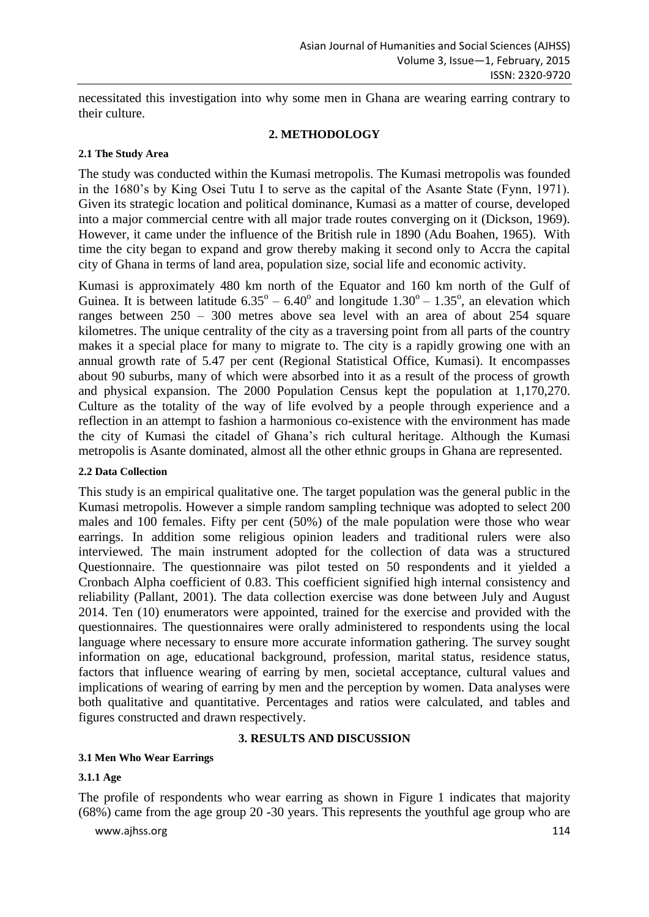necessitated this investigation into why some men in Ghana are wearing earring contrary to their culture.

## 2. METHODOLOGY

### 2.1 The Study Area

The study was conducted within the Kumasi metropolis. The Kumasi metropolis was founded in the 1680's by King Osei Tutu I to serve as the capital of the Asante State (Fynn, 1971). Given its strategic location and political dominance, Kumasi as a matter of course, developed into a major commercial centre with all major trade routes converging on it (Dickson, 1969). However, it came under the influence of the British rule in 1890 (Adu Boahen, 1965). With time the city began to expand and grow thereby making it second only to Accra the capital city of Ghana in terms of land area, population size, social life and economic activity.

Kumasi is approximately 480 km north of the Equator and 160 km north of the Gulf of Guinea. It is between latitude $6.35^o – 6.40^o$ and longitude $1.30^o – 1.35^o$, an elevation which ranges between 250 – 300 metres above sea level with an area of about 254 square kilometres. The unique centrality of the city as a traversing point from all parts of the country makes it a special place for many to migrate to. The city is a rapidly growing one with an annual growth rate of 5.47 per cent (Regional Statistical Office, Kumasi). It encompasses about 90 suburbs, many of which were absorbed into it as a result of the process of growth and physical expansion. The 2000 Population Census kept the population at 1,170,270. Culture as the totality of the way of life evolved by a people through experience and a reflection in an attempt to fashion a harmonious co-existence with the environment has made the city of Kumasi the citadel of Ghana's rich cultural heritage. Although the Kumasi metropolis is Asante dominated, almost all the other ethnic groups in Ghana are represented.

### 2.2 Data Collection

This study is an empirical qualitative one. The target population was the general public in the Kumasi metropolis. However a simple random sampling technique was adopted to select 200 males and 100 females. Fifty per cent (50%) of the male population were those who wear earrings. In addition some religious opinion leaders and traditional rulers were also interviewed. The main instrument adopted for the collection of data was a structured Questionnaire. The questionnaire was pilot tested on 50 respondents and it yielded a Cronbach Alpha coefficient of 0.83. This coefficient signified high internal consistency and reliability (Pallant, 2001). The data collection exercise was done between July and August 2014. Ten (10) enumerators were appointed, trained for the exercise and provided with the questionnaires. The questionnaires were orally administered to respondents using the local language where necessary to ensure more accurate information gathering. The survey sought information on age, educational background, profession, marital status, residence status, factors that influence wearing of earring by men, societal acceptance, cultural values and implications of wearing of earring by men and the perception by women. Data analyses were both qualitative and quantitative. Percentages and ratios were calculated, and tables and figures constructed and drawn respectively.

## 3. RESULTS AND DISCUSSION

### 3.1 Men Who Wear Earrings

#### 3.1.1 Age

The profile of respondents who wear earring as shown in Figure 1 indicates that majority (68%) came from the age group 20 -30 years. This represents the youthful age group who are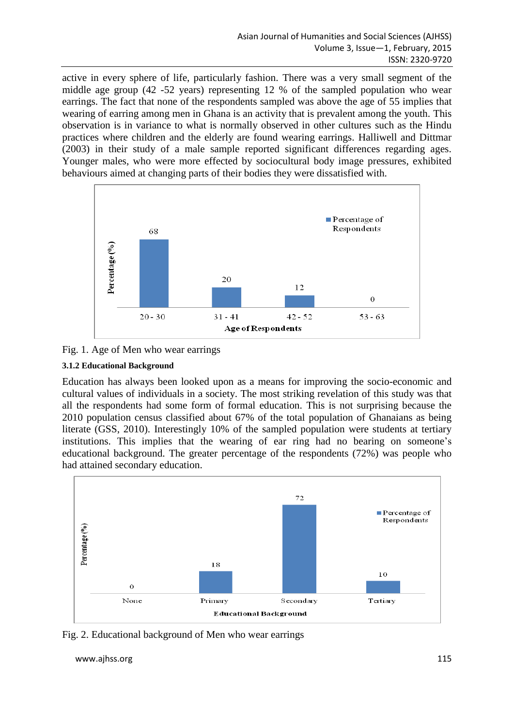active in every sphere of life, particularly fashion. There was a very small segment of the middle age group (42 -52 years) representing 12 % of the sampled population who wear earrings. The fact that none of the respondents sampled was above the age of 55 implies that wearing of earring among men in Ghana is an activity that is prevalent among the youth. This observation is in variance to what is normally observed in other cultures such as the Hindu practices where children and the elderly are found wearing earrings. Halliwell and Dittmar (2003) in their study of a male sample reported significant differences regarding ages. Younger males, who were more effected by sociocultural body image pressures, exhibited behaviours aimed at changing parts of their bodies they were dissatisfied with.

Fig. 1. Age of Men who wear earrings

#### 3.1.2 Educational Background

Education has always been looked upon as a means for improving the socio-economic and cultural values of individuals in a society. The most striking revelation of this study was that all the respondents had some form of formal education. This is not surprising because the 2010 population census classified about 67% of the total population of Ghanaians as being literate (GSS, 2010). Interestingly 10% of the sampled population were students at tertiary institutions. This implies that the wearing of ear ring had no bearing on someone's educational background. The greater percentage of the respondents (72%) was people who had attained secondary education.

Fig. 2. Educational background of Men who wear earrings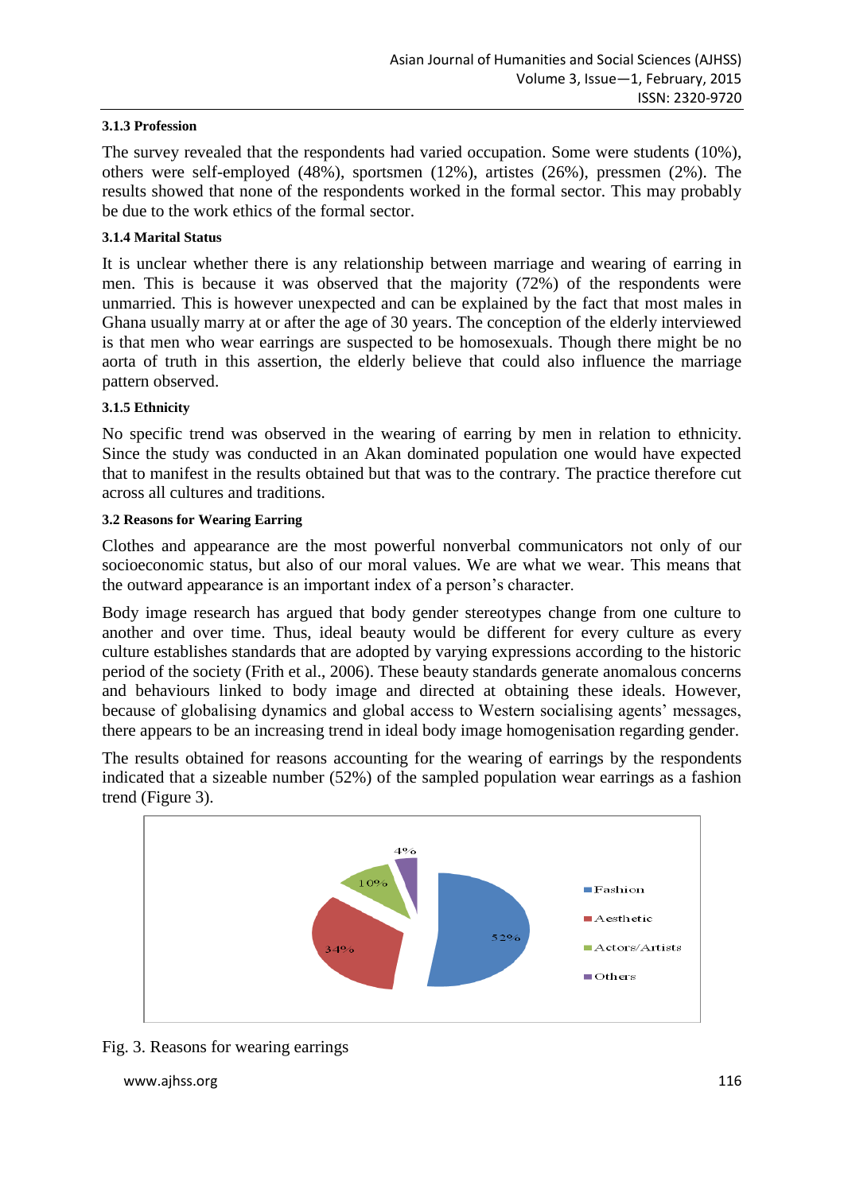#### 3.1.3 Profession

The survey revealed that the respondents had varied occupation. Some were students (10%), others were self-employed (48%), sportsmen (12%), artistes (26%), pressmen (2%). The results showed that none of the respondents worked in the formal sector. This may probably be due to the work ethics of the formal sector.

#### 3.1.4 Marital Status

It is unclear whether there is any relationship between marriage and wearing of earring in men. This is because it was observed that the majority (72%) of the respondents were unmarried. This is however unexpected and can be explained by the fact that most males in Ghana usually marry at or after the age of 30 years. The conception of the elderly interviewed is that men who wear earrings are suspected to be homosexuals. Though there might be no aorta of truth in this assertion, the elderly believe that could also influence the marriage pattern observed.

#### 3.1.5 Ethnicity

No specific trend was observed in the wearing of earring by men in relation to ethnicity. Since the study was conducted in an Akan dominated population one would have expected that to manifest in the results obtained but that was to the contrary. The practice therefore cut across all cultures and traditions.

### 3.2 Reasons for Wearing Earring

Clothes and appearance are the most powerful nonverbal communicators not only of our socioeconomic status, but also of our moral values. We are what we wear. This means that the outward appearance is an important index of a person's character.

Body image research has argued that body gender stereotypes change from one culture to another and over time. Thus, ideal beauty would be different for every culture as every culture establishes standards that are adopted by varying expressions according to the historic period of the society (Frith et al., 2006). These beauty standards generate anomalous concerns and behaviours linked to body image and directed at obtaining these ideals. However, because of globalising dynamics and global access to Western socialising agents' messages, there appears to be an increasing trend in ideal body image homogenisation regarding gender.

The results obtained for reasons accounting for the wearing of earrings by the respondents indicated that a sizeable number (52%) of the sampled population wear earrings as a fashion trend (Figure 3).

| Reason | Percentage |
|---|---|
| Fashion | 52% |
| Aesthetic | 34% |
| Actors/Artists | 10% |
| Others | 4% |

Fig. 3. Reasons for wearing earrings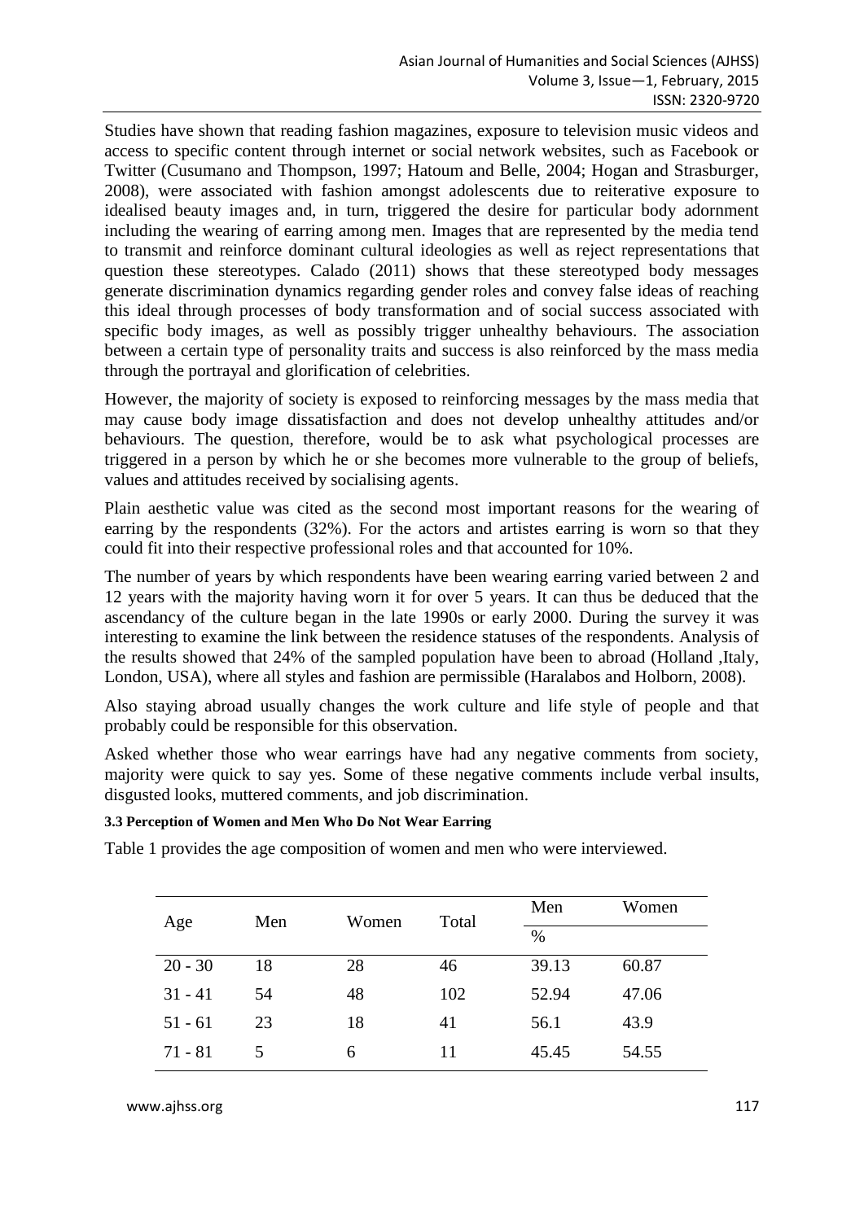Studies have shown that reading fashion magazines, exposure to television music videos and access to specific content through internet or social network websites, such as Facebook or Twitter (Cusumano and Thompson, 1997; Hatoum and Belle, 2004; Hogan and Strasburger, 2008), were associated with fashion amongst adolescents due to reiterative exposure to idealised beauty images and, in turn, triggered the desire for particular body adornment including the wearing of earring among men. Images that are represented by the media tend to transmit and reinforce dominant cultural ideologies as well as reject representations that question these stereotypes. Calado (2011) shows that these stereotyped body messages generate discrimination dynamics regarding gender roles and convey false ideas of reaching this ideal through processes of body transformation and of social success associated with specific body images, as well as possibly trigger unhealthy behaviours. The association between a certain type of personality traits and success is also reinforced by the mass media through the portrayal and glorification of celebrities.

However, the majority of society is exposed to reinforcing messages by the mass media that may cause body image dissatisfaction and does not develop unhealthy attitudes and/or behaviours. The question, therefore, would be to ask what psychological processes are triggered in a person by which he or she becomes more vulnerable to the group of beliefs, values and attitudes received by socialising agents.

Plain aesthetic value was cited as the second most important reasons for the wearing of earring by the respondents (32%). For the actors and artistes earring is worn so that they could fit into their respective professional roles and that accounted for 10%.

The number of years by which respondents have been wearing earring varied between 2 and 12 years with the majority having worn it for over 5 years. It can thus be deduced that the ascendancy of the culture began in the late 1990s or early 2000. During the survey it was interesting to examine the link between the residence statuses of the respondents. Analysis of the results showed that 24% of the sampled population have been to abroad (Holland ,Italy, London, USA), where all styles and fashion are permissible (Haralabos and Holborn, 2008).

Also staying abroad usually changes the work culture and life style of people and that probably could be responsible for this observation.

Asked whether those who wear earrings have had any negative comments from society, majority were quick to say yes. Some of these negative comments include verbal insults, disgusted looks, muttered comments, and job discrimination.

#### 3.3 Perception of Women and Men Who Do Not Wear Earring

Table 1 provides the age composition of women and men who were interviewed.

| Age | Men | Women | Total | Men | Women |
|---|---|---|---|---|---|
| | | | | % | |
| 20 - 30 | 18 | 28 | 46 | 39.13 | 60.87 |
| 31 - 41 | 54 | 48 | 102 | 52.94 | 47.06 |
| 51 - 61 | 23 | 18 | 41 | 56.1 | 43.9 |
| 71 - 81 | 5 | 6 | 11 | 45.45 | 54.55 |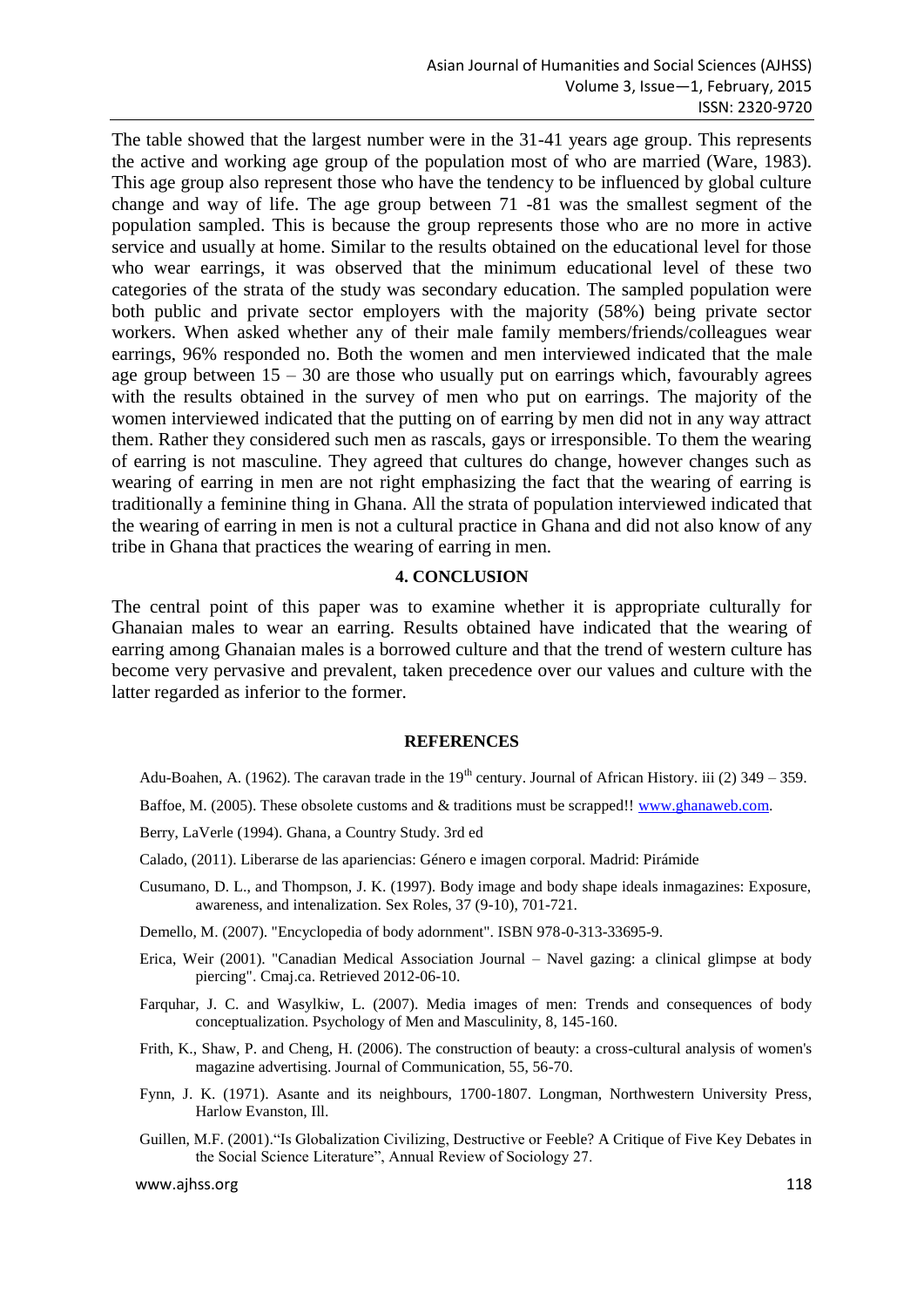The table showed that the largest number were in the 31-41 years age group. This represents the active and working age group of the population most of who are married (Ware, 1983). This age group also represent those who have the tendency to be influenced by global culture change and way of life. The age group between 71 -81 was the smallest segment of the population sampled. This is because the group represents those who are no more in active service and usually at home. Similar to the results obtained on the educational level for those who wear earrings, it was observed that the minimum educational level of these two categories of the strata of the study was secondary education. The sampled population were both public and private sector employers with the majority (58%) being private sector workers. When asked whether any of their male family members/friends/colleagues wear earrings, 96% responded no. Both the women and men interviewed indicated that the male age group between 15 – 30 are those who usually put on earrings which, favourably agrees with the results obtained in the survey of men who put on earrings. The majority of the women interviewed indicated that the putting on of earring by men did not in any way attract them. Rather they considered such men as rascals, gays or irresponsible. To them the wearing of earring is not masculine. They agreed that cultures do change, however changes such as wearing of earring in men are not right emphasizing the fact that the wearing of earring is traditionally a feminine thing in Ghana. All the strata of population interviewed indicated that the wearing of earring in men is not a cultural practice in Ghana and did not also know of any tribe in Ghana that practices the wearing of earring in men.

## 4. CONCLUSION

The central point of this paper was to examine whether it is appropriate culturally for Ghanaian males to wear an earring. Results obtained have indicated that the wearing of earring among Ghanaian males is a borrowed culture and that the trend of western culture has become very pervasive and prevalent, taken precedence over our values and culture with the latter regarded as inferior to the former.

## REFERENCES

Adu-Boahen, A. (1962). The caravan trade in the 19th century. Journal of African History. iii (2) 349 – 359.

Baffoe, M. (2005). These obsolete customs and & traditions must be scrapped!! www.ghanaweb.com.

Berry, LaVerle (1994). Ghana, a Country Study. 3rd ed

Calado, (2011). Liberarse de las apariencias: Género e imagen corporal. Madrid: Pirámide

Cusumano, D. L., and Thompson, J. K. (1997). Body image and body shape ideals inmagazines: Exposure, awareness, and intenalization. Sex Roles, 37 (9-10), 701-721.

Demello, M. (2007). "Encyclopedia of body adornment". ISBN 978-0-313-33695-9.

Erica, Weir (2001). "Canadian Medical Association Journal – Navel gazing: a clinical glimpse at body piercing". Cmaj.ca. Retrieved 2012-06-10.

Farquhar, J. C. and Wasylkiw, L. (2007). Media images of men: Trends and consequences of body conceptualization. Psychology of Men and Masculinity, 8, 145-160.

Frith, K., Shaw, P. and Cheng, H. (2006). The construction of beauty: a cross-cultural analysis of women's magazine advertising. Journal of Communication, 55, 56-70.

Fynn, J. K. (1971). Asante and its neighbours, 1700-1807. Longman, Northwestern University Press, Harlow Evanston, Ill.

Guillen, M.F. (2001)."Is Globalization Civilizing, Destructive or Feeble? A Critique of Five Key Debates in the Social Science Literature", Annual Review of Sociology 27.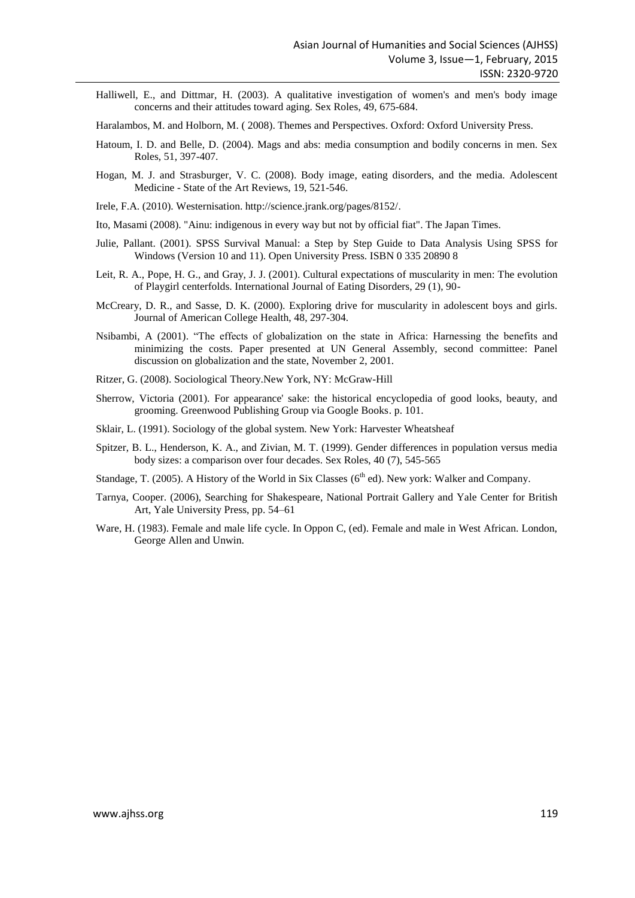Halliwell, E., and Dittmar, H. (2003). A qualitative investigation of women's and men's body image concerns and their attitudes toward aging. Sex Roles, 49, 675-684.

Haralambos, M. and Holborn, M. ( 2008). Themes and Perspectives. Oxford: Oxford University Press.

Hatoum, I. D. and Belle, D. (2004). Mags and abs: media consumption and bodily concerns in men. Sex Roles, 51, 397-407.

Hogan, M. J. and Strasburger, V. C. (2008). Body image, eating disorders, and the media. Adolescent Medicine - State of the Art Reviews, 19, 521-546.

Irele, F.A. (2010). Westernisation. http://science.jrank.org/pages/8152/.

Ito, Masami (2008). "Ainu: indigenous in every way but not by official fiat". The Japan Times.

Julie, Pallant. (2001). SPSS Survival Manual: a Step by Step Guide to Data Analysis Using SPSS for Windows (Version 10 and 11). Open University Press. ISBN 0 335 20890 8

Leit, R. A., Pope, H. G., and Gray, J. J. (2001). Cultural expectations of muscularity in men: The evolution of Playgirl centerfolds. International Journal of Eating Disorders, 29 (1), 90-

McCreary, D. R., and Sasse, D. K. (2000). Exploring drive for muscularity in adolescent boys and girls. Journal of American College Health, 48, 297-304.

Nsibambi, A (2001). "The effects of globalization on the state in Africa: Harnessing the benefits and minimizing the costs. Paper presented at UN General Assembly, second committee: Panel discussion on globalization and the state, November 2, 2001.

Ritzer, G. (2008). Sociological Theory.New York, NY: McGraw-Hill

Sherrow, Victoria (2001). For appearance' sake: the historical encyclopedia of good looks, beauty, and grooming. Greenwood Publishing Group via Google Books. p. 101.

Sklair, L. (1991). Sociology of the global system. New York: Harvester Wheatsheaf

Spitzer, B. L., Henderson, K. A., and Zivian, M. T. (1999). Gender differences in population versus media body sizes: a comparison over four decades. Sex Roles, 40 (7), 545-565

Standage, T. (2005). A History of the World in Six Classes (6th ed). New york: Walker and Company.

Tarnya, Cooper. (2006), Searching for Shakespeare, National Portrait Gallery and Yale Center for British Art, Yale University Press, pp. 54–61

Ware, H. (1983). Female and male life cycle. In Oppon C, (ed). Female and male in West African. London, George Allen and Unwin.